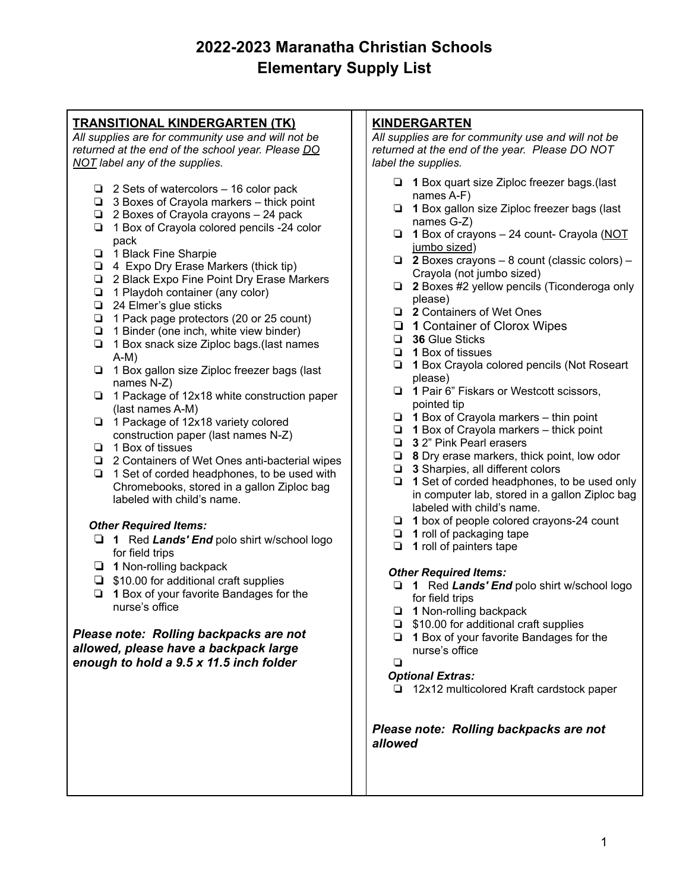# 2022-2023 Maranatha Christian Schools
# Elementary Supply List

## TRANSITIONAL KINDERGARTEN (TK)

*All supplies are for community use and will not be returned at the end of the school year. Please DO NOT label any of the supplies.*

- ❏ 2 Sets of watercolors – 16 color pack
- ❏ 3 Boxes of Crayola markers – thick point
- ❏ 2 Boxes of Crayola crayons – 24 pack
- ❏ 1 Box of Crayola colored pencils -24 color pack
- ❏ 1 Black Fine Sharpie
- ❏ 4 Expo Dry Erase Markers (thick tip)
- ❏ 2 Black Expo Fine Point Dry Erase Markers
- ❏ 1 Playdoh container (any color)
- ❏ 24 Elmer's glue sticks
- ❏ 1 Pack page protectors (20 or 25 count)
- ❏ 1 Binder (one inch, white view binder)
- ❏ 1 Box snack size Ziploc bags.(last names A-M)
- ❏ 1 Box gallon size Ziploc freezer bags (last names N-Z)
- ❏ 1 Package of 12x18 white construction paper (last names A-M)
- ❏ 1 Package of 12x18 variety colored construction paper (last names N-Z)
- ❏ 1 Box of tissues
- ❏ 2 Containers of Wet Ones anti-bacterial wipes
- ❏ 1 Set of corded headphones, to be used with Chromebooks, stored in a gallon Ziploc bag labeled with child's name.

***Other Required Items:***

- ❏ **1** Red ***Lands' End*** polo shirt w/school logo for field trips
- ❏ **1** Non-rolling backpack
- ❏ $10.00 for additional craft supplies
- ❏ **1** Box of your favorite Bandages for the nurse's office

***Please note: Rolling backpacks are not allowed, please have a backpack large enough to hold a 9.5 x 11.5 inch folder***

## KINDERGARTEN

*All supplies are for community use and will not be returned at the end of the year. Please DO NOT label the supplies.*

- ❏ **1** Box quart size Ziploc freezer bags.(last names A-F)
- ❏ **1** Box gallon size Ziploc freezer bags (last names G-Z)
- ❏ **1** Box of crayons – 24 count- Crayola (NOT jumbo sized)
- ❏ **2** Boxes crayons – 8 count (classic colors) – Crayola (not jumbo sized)
- ❏ **2** Boxes #2 yellow pencils (Ticonderoga only please)
- ❏ **2** Containers of Wet Ones
- ❏ **1** Container of Clorox Wipes
- ❏ **36** Glue Sticks
- ❏ **1** Box of tissues
- ❏ **1** Box Crayola colored pencils (Not Roseart please)
- ❏ **1** Pair 6" Fiskars or Westcott scissors, pointed tip
- ❏ **1** Box of Crayola markers – thin point
- ❏ **1** Box of Crayola markers – thick point
- ❏ **3** 2" Pink Pearl erasers
- ❏ **8** Dry erase markers, thick point, low odor
- ❏ **3** Sharpies, all different colors
- ❏ **1** Set of corded headphones, to be used only in computer lab, stored in a gallon Ziploc bag labeled with child's name.
- ❏ **1** box of people colored crayons-24 count
- ❏ **1** roll of packaging tape
- ❏ **1** roll of painters tape

***Other Required Items:***

- ❏ **1** Red ***Lands' End*** polo shirt w/school logo for field trips
- ❏ **1** Non-rolling backpack
- ❏ $10.00 for additional craft supplies
- ❏ **1** Box of your favorite Bandages for the nurse's office
- ❏

***Optional Extras:***

- ❏ 12x12 multicolored Kraft cardstock paper

***Please note: Rolling backpacks are not allowed***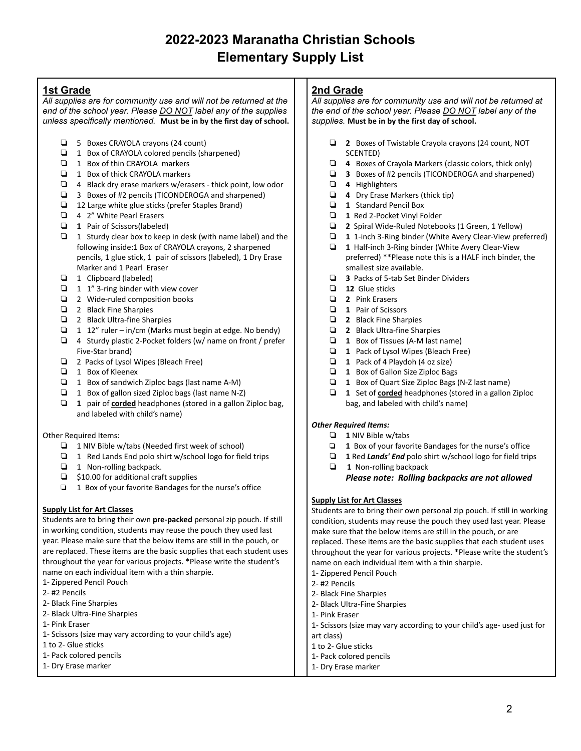# 2022-2023 Maranatha Christian Schools
# Elementary Supply List

## 1st Grade

*All supplies are for community use and will not be returned at the end of the school year. Please DO NOT label any of the supplies unless specifically mentioned.* **Must be in by the first day of school.**

- ❑ 5 Boxes CRAYOLA crayons (24 count)
- ❑ 1 Box of CRAYOLA colored pencils (sharpened)
- ❑ 1 Box of thin CRAYOLA markers
- ❑ 1 Box of thick CRAYOLA markers
- ❑ 4 Black dry erase markers w/erasers - thick point, low odor
- ❑ 3 Boxes of #2 pencils (TICONDEROGA and sharpened)
- ❑ 12 Large white glue sticks (prefer Staples Brand)
- ❑ 4 2" White Pearl Erasers
- ❑ **1** Pair of Scissors(labeled)
- ❑ 1 Sturdy clear box to keep in desk (with name label) and the following inside:1 Box of CRAYOLA crayons, 2 sharpened pencils, 1 glue stick, 1 pair of scissors (labeled), 1 Dry Erase Marker and 1 Pearl Eraser
- ❑ 1 Clipboard (labeled)
- ❑ 1 1" 3-ring binder with view cover
- ❑ 2 Wide-ruled composition books
- ❑ 2 Black Fine Sharpies
- ❑ 2 Black Ultra-fine Sharpies
- ❑ 1 12" ruler – in/cm (Marks must begin at edge. No bendy)
- ❑ 4 Sturdy plastic 2-Pocket folders (w/ name on front / prefer Five-Star brand)
- ❑ 2 Packs of Lysol Wipes (Bleach Free)
- ❑ 1 Box of Kleenex
- ❑ 1 Box of sandwich Ziploc bags (last name A-M)
- ❑ 1 Box of gallon sized Ziploc bags (last name N-Z)
- ❑ **1** pair of **corded** headphones (stored in a gallon Ziploc bag, and labeled with child's name)

Other Required Items:

- ❑ 1 NIV Bible w/tabs (Needed first week of school)
- ❑ 1 Red Lands End polo shirt w/school logo for field trips
- ❑ 1 Non-rolling backpack.
- ❑ $10.00 for additional craft supplies
- ❑ 1 Box of your favorite Bandages for the nurse's office

**Supply List for Art Classes**

Students are to bring their own **pre-packed** personal zip pouch. If still in working condition, students may reuse the pouch they used last year. Please make sure that the below items are still in the pouch, or are replaced. These items are the basic supplies that each student uses throughout the year for various projects. *Please write the student's name on each individual item with a thin sharpie.

1- Zippered Pencil Pouch
2- #2 Pencils
2- Black Fine Sharpies
2- Black Ultra-Fine Sharpies
1- Pink Eraser
1- Scissors (size may vary according to your child's age)
1 to 2- Glue sticks
1- Pack colored pencils
1- Dry Erase marker

## 2nd Grade

*All supplies are for community use and will not be returned at the end of the school year. Please DO NOT label any of the supplies.* **Must be in by the first day of school.**

- ❑ **2** Boxes of Twistable Crayola crayons (24 count, NOT SCENTED)
- ❑ **4** Boxes of Crayola Markers (classic colors, thick only)
- ❑ **3** Boxes of #2 pencils (TICONDEROGA and sharpened)
- ❑ **4** Highlighters
- ❑ **4** Dry Erase Markers (thick tip)
- ❑ **1** Standard Pencil Box
- ❑ **1** Red 2-Pocket Vinyl Folder
- ❑ **2** Spiral Wide-Ruled Notebooks (1 Green, 1 Yellow)
- ❑ **1** 1-inch 3-Ring binder (White Avery Clear-View preferred)
- ❑ **1** Half-inch 3-Ring binder (White Avery Clear-View preferred) **Please note this is a HALF inch binder, the smallest size available.
- ❑ **3** Packs of 5-tab Set Binder Dividers
- ❑ **12** Glue sticks
- ❑ **2** Pink Erasers
- ❑ **1** Pair of Scissors
- ❑ **2** Black Fine Sharpies
- ❑ **2** Black Ultra-fine Sharpies
- ❑ **1** Box of Tissues (A-M last name)
- ❑ **1** Pack of Lysol Wipes (Bleach Free)
- ❑ **1** Pack of 4 Playdoh (4 oz size)
- ❑ **1** Box of Gallon Size Ziploc Bags
- ❑ **1** Box of Quart Size Ziploc Bags (N-Z last name)
- ❑ **1** Set of **corded** headphones (stored in a gallon Ziploc bag, and labeled with child's name)

***Other Required Items:***

- ❑ **1** NIV Bible w/tabs
- ❑ **1** Box of your favorite Bandages for the nurse's office
- ❑ **1** Red ***Lands' End*** polo shirt w/school logo for field trips
- ❑ **1** Non-rolling backpack

***Please note: Rolling backpacks are not allowed***

**Supply List for Art Classes**

Students are to bring their own personal zip pouch. If still in working condition, students may reuse the pouch they used last year. Please make sure that the below items are still in the pouch, or are replaced. These items are the basic supplies that each student uses throughout the year for various projects. *Please write the student's name on each individual item with a thin sharpie.

1- Zippered Pencil Pouch
2- #2 Pencils
2- Black Fine Sharpies
2- Black Ultra-Fine Sharpies
1- Pink Eraser
1- Scissors (size may vary according to your child's age- used just for art class)
1 to 2- Glue sticks
1- Pack colored pencils
1- Dry Erase marker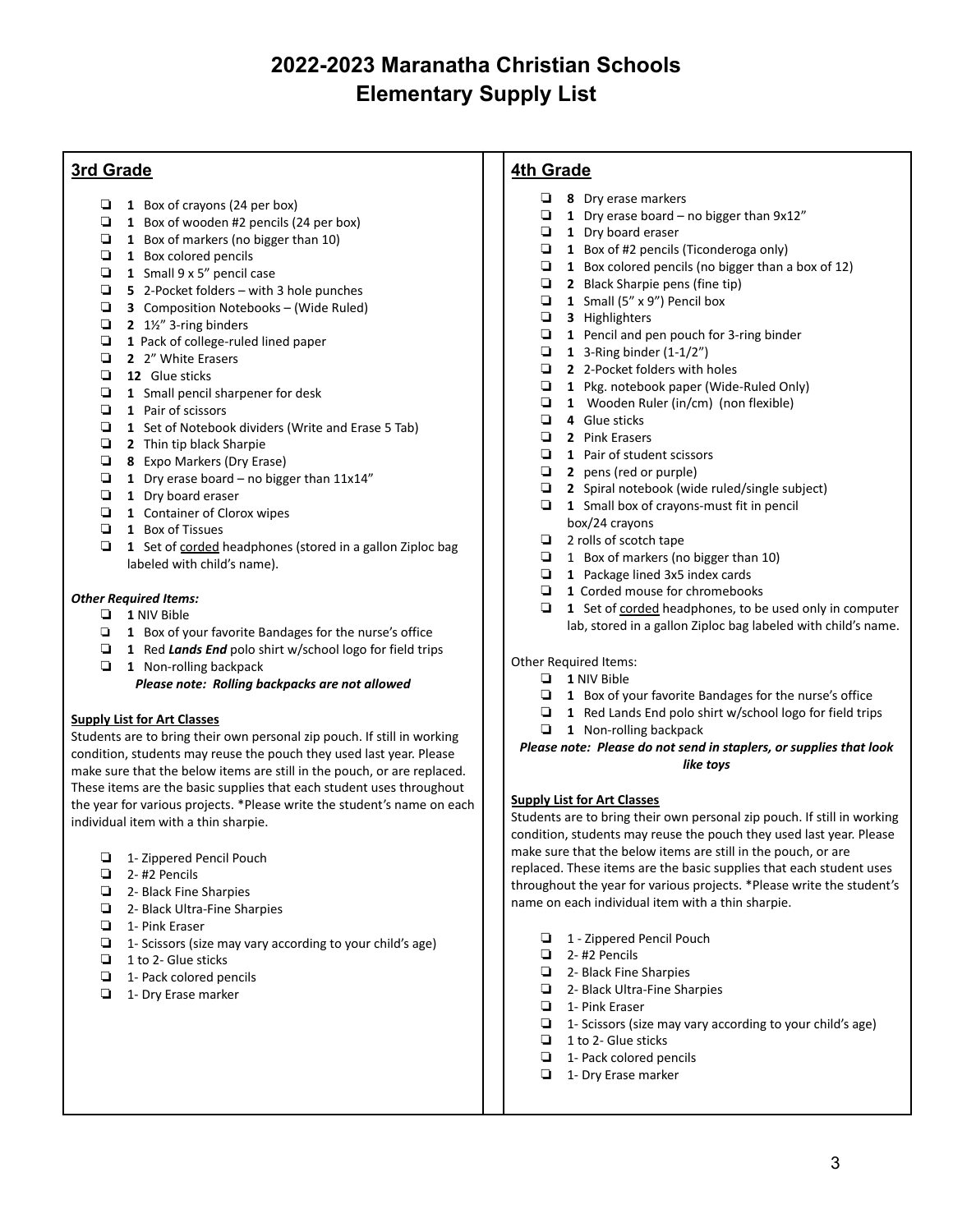# 2022-2023 Maranatha Christian Schools
# Elementary Supply List

## 3rd Grade

- **1** Box of crayons (24 per box)
- **1** Box of wooden #2 pencils (24 per box)
- **1** Box of markers (no bigger than 10)
- **1** Box colored pencils
- **1** Small 9 x 5" pencil case
- **5** 2-Pocket folders – with 3 hole punches
- **3** Composition Notebooks – (Wide Ruled)
- **2** 1½" 3-ring binders
- **1** Pack of college-ruled lined paper
- **2** 2" White Erasers
- **12** Glue sticks
- **1** Small pencil sharpener for desk
- **1** Pair of scissors
- **1** Set of Notebook dividers (Write and Erase 5 Tab)
- **2** Thin tip black Sharpie
- **8** Expo Markers (Dry Erase)
- **1** Dry erase board – no bigger than 11x14"
- **1** Dry board eraser
- **1** Container of Clorox wipes
- **1** Box of Tissues
- **1** Set of corded headphones (stored in a gallon Ziploc bag labeled with child's name).

***Other Required Items:***

- **1** NIV Bible
- **1** Box of your favorite Bandages for the nurse's office
- **1** Red ***Lands End*** polo shirt w/school logo for field trips
- **1** Non-rolling backpack

***Please note: Rolling backpacks are not allowed***

**Supply List for Art Classes**

Students are to bring their own personal zip pouch. If still in working condition, students may reuse the pouch they used last year. Please make sure that the below items are still in the pouch, or are replaced. These items are the basic supplies that each student uses throughout the year for various projects. *Please write the student's name on each individual item with a thin sharpie.

- 1- Zippered Pencil Pouch
- 2- #2 Pencils
- 2- Black Fine Sharpies
- 2- Black Ultra-Fine Sharpies
- 1- Pink Eraser
- 1- Scissors (size may vary according to your child's age)
- 1 to 2- Glue sticks
- 1- Pack colored pencils
- 1- Dry Erase marker

## 4th Grade

- **8** Dry erase markers
- **1** Dry erase board – no bigger than 9x12"
- **1** Dry board eraser
- **1** Box of #2 pencils (Ticonderoga only)
- **1** Box colored pencils (no bigger than a box of 12)
- **2** Black Sharpie pens (fine tip)
- **1** Small (5" x 9") Pencil box
- **3** Highlighters
- **1** Pencil and pen pouch for 3-ring binder
- **1** 3-Ring binder (1-1/2")
- **2** 2-Pocket folders with holes
- **1** Pkg. notebook paper (Wide-Ruled Only)
- **1** Wooden Ruler (in/cm) (non flexible)
- **4** Glue sticks
- **2** Pink Erasers
- **1** Pair of student scissors
- **2** pens (red or purple)
- **2** Spiral notebook (wide ruled/single subject)
- **1** Small box of crayons-must fit in pencil box/24 crayons
- 2 rolls of scotch tape
- 1 Box of markers (no bigger than 10)
- **1** Package lined 3x5 index cards
- **1** Corded mouse for chromebooks
- **1** Set of corded headphones, to be used only in computer lab, stored in a gallon Ziploc bag labeled with child's name.

Other Required Items:

- **1** NIV Bible
- **1** Box of your favorite Bandages for the nurse's office
- **1** Red Lands End polo shirt w/school logo for field trips
- **1** Non-rolling backpack

***Please note: Please do not send in staplers, or supplies that look like toys***

**Supply List for Art Classes**

Students are to bring their own personal zip pouch. If still in working condition, students may reuse the pouch they used last year. Please make sure that the below items are still in the pouch, or are replaced. These items are the basic supplies that each student uses throughout the year for various projects. *Please write the student's name on each individual item with a thin sharpie.

- 1 - Zippered Pencil Pouch
- 2- #2 Pencils
- 2- Black Fine Sharpies
- 2- Black Ultra-Fine Sharpies
- 1- Pink Eraser
- 1- Scissors (size may vary according to your child's age)
- 1 to 2- Glue sticks
- 1- Pack colored pencils
- 1- Dry Erase marker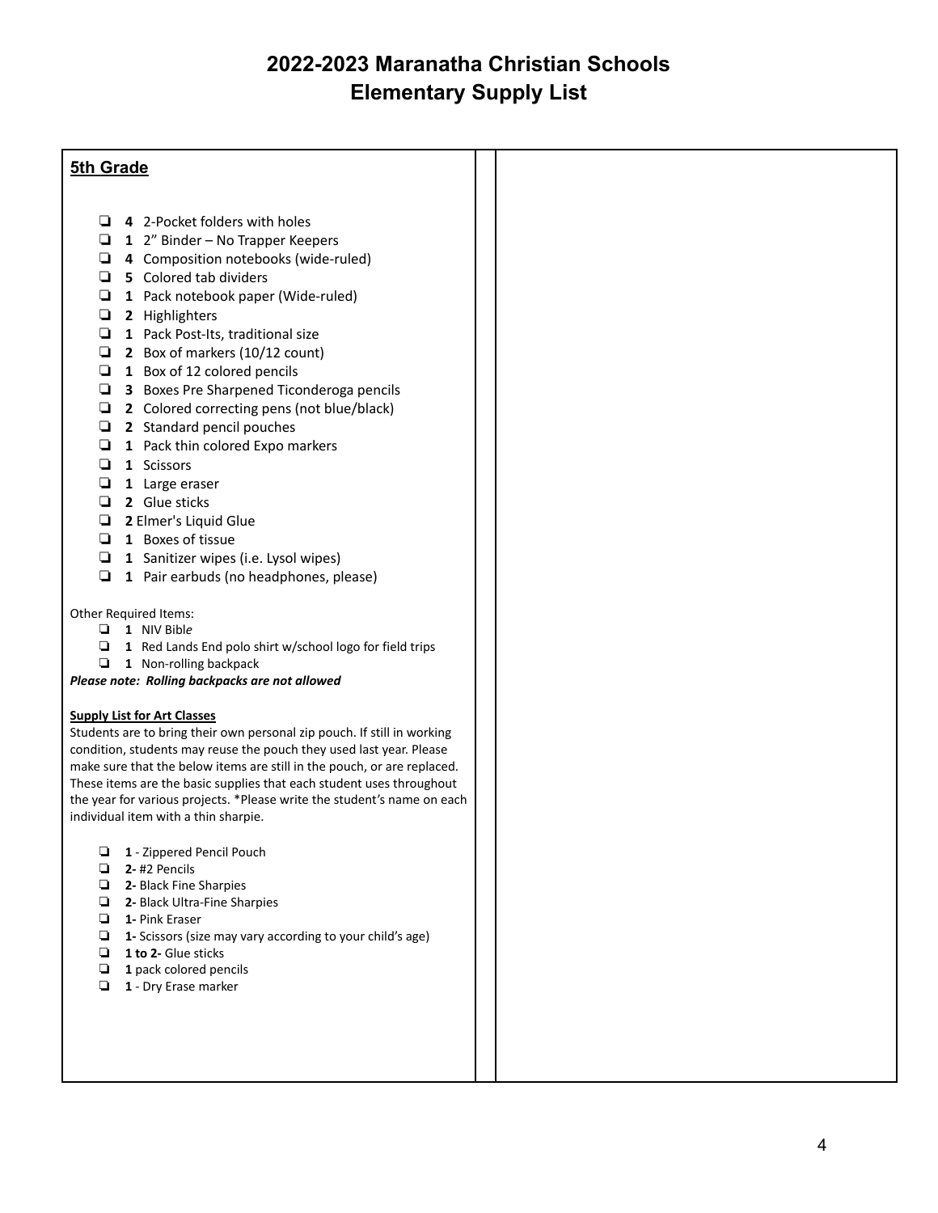# 2022-2023 Maranatha Christian Schools
# Elementary Supply List

## 5th Grade

- ❑ **4** 2-Pocket folders with holes
- ❑ **1** 2" Binder – No Trapper Keepers
- ❑ **4** Composition notebooks (wide-ruled)
- ❑ **5** Colored tab dividers
- ❑ **1** Pack notebook paper (Wide-ruled)
- ❑ **2** Highlighters
- ❑ **1** Pack Post-Its, traditional size
- ❑ **2** Box of markers (10/12 count)
- ❑ **1** Box of 12 colored pencils
- ❑ **3** Boxes Pre Sharpened Ticonderoga pencils
- ❑ **2** Colored correcting pens (not blue/black)
- ❑ **2** Standard pencil pouches
- ❑ **1** Pack thin colored Expo markers
- ❑ **1** Scissors
- ❑ **1** Large eraser
- ❑ **2** Glue sticks
- ❑ **2** Elmer's Liquid Glue
- ❑ **1** Boxes of tissue
- ❑ **1** Sanitizer wipes (i.e. Lysol wipes)
- ❑ **1** Pair earbuds (no headphones, please)

Other Required Items:

- ❑ **1** NIV Bible
- ❑ **1** Red Lands End polo shirt w/school logo for field trips
- ❑ **1** Non-rolling backpack

***Please note: Rolling backpacks are not allowed***

**Supply List for Art Classes**

Students are to bring their own personal zip pouch. If still in working condition, students may reuse the pouch they used last year. Please make sure that the below items are still in the pouch, or are replaced. These items are the basic supplies that each student uses throughout the year for various projects. *Please write the student's name on each individual item with a thin sharpie.

- ❑ **1** - Zippered Pencil Pouch
- ❑ **2-** #2 Pencils
- ❑ **2-** Black Fine Sharpies
- ❑ **2-** Black Ultra-Fine Sharpies
- ❑ **1-** Pink Eraser
- ❑ **1-** Scissors (size may vary according to your child's age)
- ❑ **1 to 2-** Glue sticks
- ❑ **1** pack colored pencils
- ❑ **1** - Dry Erase marker